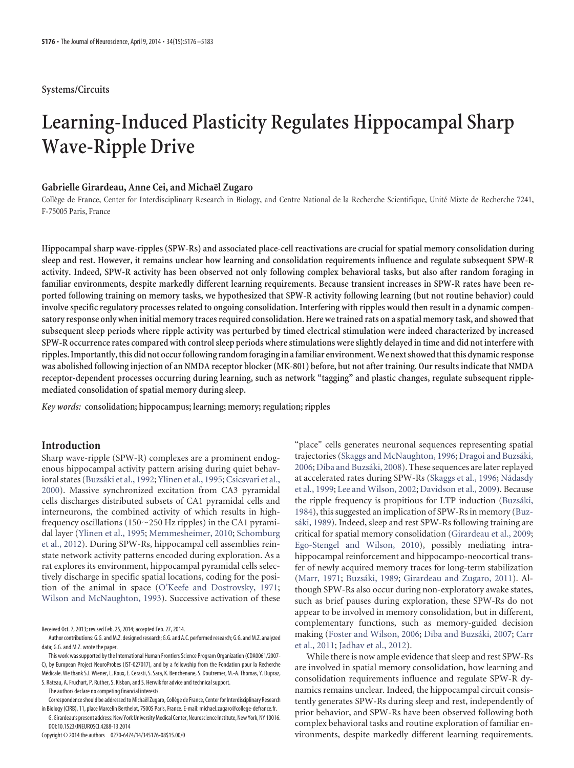Systems/Circuits

# Learning-Induced Plasticity Regulates Hippocampal Sharp Wave-Ripple Drive

### Gabrielle Girardeau, Anne Cei, and Michaël Zugaro

Collège de France, Center for Interdisciplinary Research in Biology, and Centre National de la Recherche Scientifique, Unité Mixte de Recherche 7241, F-75005 Paris, France

**Hippocampal sharp wave-ripples (SPW-Rs) and associated place-cell reactivations are crucial for spatial memory consolidation during sleep and rest. However, it remains unclear how learning and consolidation requirements influence and regulate subsequent SPW-R activity. Indeed, SPW-R activity has been observed not only following complex behavioral tasks, but also after random foraging in familiar environments, despite markedly different learning requirements. Because transient increases in SPW-R rates have been reported following training on memory tasks, we hypothesized that SPW-R activity following learning (but not routine behavior) could involve specific regulatory processes related to ongoing consolidation. Interfering with ripples would then result in a dynamic compensatory response only when initial memory traces required consolidation. Here we trained rats on a spatial memory task, and showed that subsequent sleep periods where ripple activity was perturbed by timed electrical stimulation were indeed characterized by increased SPW-R occurrence rates compared with control sleep periods where stimulations were slightly delayed in time and did not interfere with ripples. Importantly, this did not occur following random foraging in a familiar environment. We next showed that this dynamic response was abolished following injection of an NMDA receptor blocker (MK-801) before, but not after training. Our results indicate that NMDA receptor-dependent processes occurring during learning, such as network "tagging" and plastic changes, regulate subsequent ripple-mediated consolidation of spatial memory during sleep.**

*Key words:* **consolidation; hippocampus; learning; memory; regulation; ripples**

## Introduction

Sharp wave-ripple (SPW-R) complexes are a prominent endogenous hippocampal activity pattern arising during quiet behavioral states (Buzsáki et al., 1992; Ylinen et al., 1995; Csicsvari et al., 2000). Massive synchronized excitation from CA3 pyramidal cells discharges distributed subsets of CA1 pyramidal cells and interneurons, the combined activity of which results in high-frequency oscillations (150~250 Hz ripples) in the CA1 pyramidal layer (Ylinen et al., 1995; Memmesheimer, 2010; Schomburg et al., 2012). During SPW-Rs, hippocampal cell assemblies reinstate network activity patterns encoded during exploration. As a rat explores its environment, hippocampal pyramidal cells selectively discharge in specific spatial locations, coding for the position of the animal in space (O'Keefe and Dostrovsky, 1971; Wilson and McNaughton, 1993). Successive activation of these "place" cells generates neuronal sequences representing spatial trajectories (Skaggs and McNaughton, 1996; Dragoi and Buzsáki, 2006; Diba and Buzsáki, 2008). These sequences are later replayed at accelerated rates during SPW-Rs (Skaggs et al., 1996; Nádasdy et al., 1999; Lee and Wilson, 2002; Davidson et al., 2009). Because the ripple frequency is propitious for LTP induction (Buzsáki, 1984), this suggested an implication of SPW-Rs in memory (Buzsáki, 1989). Indeed, sleep and rest SPW-Rs following training are critical for spatial memory consolidation (Girardeau et al., 2009; Ego-Stengel and Wilson, 2010), possibly mediating intra-hippocampal reinforcement and hippocampo-neocortical transfer of newly acquired memory traces for long-term stabilization (Marr, 1971; Buzsáki, 1989; Girardeau and Zugaro, 2011). Although SPW-Rs also occur during non-exploratory awake states, such as brief pauses during exploration, these SPW-Rs do not appear to be involved in memory consolidation, but in different, complementary functions, such as memory-guided decision making (Foster and Wilson, 2006; Diba and Buzsáki, 2007; Carr et al., 2011; Jadhav et al., 2012).

While there is now ample evidence that sleep and rest SPW-Rs are involved in spatial memory consolidation, how learning and consolidation requirements influence and regulate SPW-R dynamics remains unclear. Indeed, the hippocampal circuit consistently generates SPW-Rs during sleep and rest, independently of prior behavior, and SPW-Rs have been observed following both complex behavioral tasks and routine exploration of familiar environments, despite markedly different learning requirements.

Received Oct. 7, 2013; revised Feb. 25, 2014; accepted Feb. 27, 2014.

Author contributions: G.G. and M.Z. designed research; G.G. and A.C. performed research; G.G. and M.Z. analyzed data; G.G. and M.Z. wrote the paper.

This work was supported by the International Human Frontiers Science Program Organization (CDA0061/2007-C), by European Project NeuroProbes (IST-027017), and by a fellowship from the Fondation pour la Recherche Médicale. We thank S.I. Wiener, L. Roux, E. Cerasti, S. Sara, K. Benchenane, S. Doutremer, M.-A. Thomas, Y. Dupraz, S. Rateau, A. Fruchart, P. Ruther, S. Kisban, and S. Herwik for advice and technical support.

The authors declare no competing financial interests.

Correspondence should be addressed to Michaël Zugaro, Collège de France, Center for Interdisciplinary Research in Biology (CIRB), 11, place Marcelin Berthelot, 75005 Paris, France. E-mail: michael.zugaro@college-defrance.fr.

G. Girardeau's present address: New York University Medical Center, Neuroscience Institute, New York, NY 10016.

DOI:10.1523/JNEUROSCI.4288-13.2014

Copyright © 2014 the authors 0270-6474/14/345176-08$15.00/0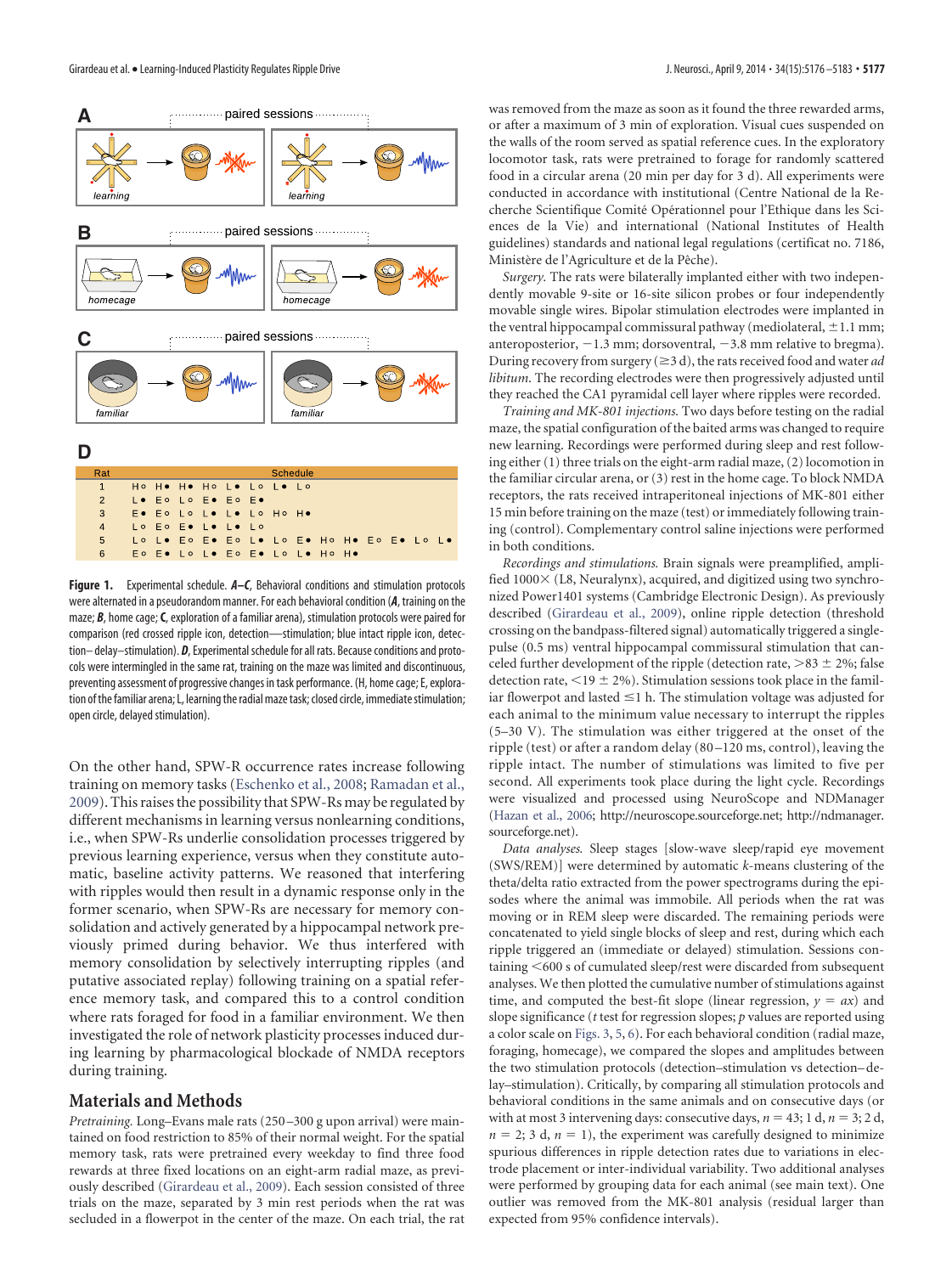A

paired sessions

learning

learning

B

paired sessions

homecage

homecage

C

paired sessions

familiar

familiar

D

| Rat | Schedule |
|---|---|
| 1 | H○ H● H● H○ L● L○ L● L○ |
| 2 | L● E○ L○ E● E○ E● |
| 3 | E● E○ L○ L● L● L○ H○ H● |
| 4 | L○ E○ E● L● L● L○ |
| 5 | L○ L● E○ E● E○ L● L○ E● H○ H● E○ E● L○ L● |
| 6 | E○ E● L○ L● E○ E● L○ L● H○ H● |

**Figure 1.** Experimental schedule. ***A–C***, Behavioral conditions and stimulation protocols were alternated in a pseudorandom manner. For each behavioral condition (***A***, training on the maze; ***B***, home cage; ***C***, exploration of a familiar arena), stimulation protocols were paired for comparison (red crossed ripple icon, detection—stimulation; blue intact ripple icon, detection–delay–stimulation). ***D***, Experimental schedule for all rats. Because conditions and protocols were intermingled in the same rat, training on the maze was limited and discontinuous, preventing assessment of progressive changes in task performance. (H, home cage; E, exploration of the familiar arena; L, learning the radial maze task; closed circle, immediate stimulation; open circle, delayed stimulation).

On the other hand, SPW-R occurrence rates increase following training on memory tasks (Eschenko et al., 2008; Ramadan et al., 2009). This raises the possibility that SPW-Rs may be regulated by different mechanisms in learning versus nonlearning conditions, i.e., when SPW-Rs underlie consolidation processes triggered by previous learning experience, versus when they constitute automatic, baseline activity patterns. We reasoned that interfering with ripples would then result in a dynamic response only in the former scenario, when SPW-Rs are necessary for memory consolidation and actively generated by a hippocampal network previously primed during behavior. We thus interfered with memory consolidation by selectively interrupting ripples (and putative associated replay) following training on a spatial reference memory task, and compared this to a control condition where rats foraged for food in a familiar environment. We then investigated the role of network plasticity processes induced during learning by pharmacological blockade of NMDA receptors during training.

## Materials and Methods

*Pretraining.* Long–Evans male rats (250–300 g upon arrival) were maintained on food restriction to 85% of their normal weight. For the spatial memory task, rats were pretrained every weekday to find three food rewards at three fixed locations on an eight-arm radial maze, as previously described (Girardeau et al., 2009). Each session consisted of three trials on the maze, separated by 3 min rest periods when the rat was secluded in a flowerpot in the center of the maze. On each trial, the rat was removed from the maze as soon as it found the three rewarded arms, or after a maximum of 3 min of exploration. Visual cues suspended on the walls of the room served as spatial reference cues. In the exploratory locomotor task, rats were pretrained to forage for randomly scattered food in a circular arena (20 min per day for 3 d). All experiments were conducted in accordance with institutional (Centre National de la Recherche Scientifique Comité Opérationnel pour l'Ethique dans les Sciences de la Vie) and international (National Institutes of Health guidelines) standards and national legal regulations (certificat no. 7186, Ministère de l'Agriculture et de la Pêche).

*Surgery.* The rats were bilaterally implanted either with two independently movable 9-site or 16-site silicon probes or four independently movable single wires. Bipolar stimulation electrodes were implanted in the ventral hippocampal commissural pathway (mediolateral, ±1.1 mm; anteroposterior, −1.3 mm; dorsoventral, −3.8 mm relative to bregma). During recovery from surgery (≥3 d), the rats received food and water *ad libitum*. The recording electrodes were then progressively adjusted until they reached the CA1 pyramidal cell layer where ripples were recorded.

*Training and MK-801 injections.* Two days before testing on the radial maze, the spatial configuration of the baited arms was changed to require new learning. Recordings were performed during sleep and rest following either (1) three trials on the eight-arm radial maze, (2) locomotion in the familiar circular arena, or (3) rest in the home cage. To block NMDA receptors, the rats received intraperitoneal injections of MK-801 either 15 min before training on the maze (test) or immediately following training (control). Complementary control saline injections were performed in both conditions.

*Recordings and stimulations.* Brain signals were preamplified, amplified 1000× (L8, Neuralynx), acquired, and digitized using two synchronized Power1401 systems (Cambridge Electronic Design). As previously described (Girardeau et al., 2009), online ripple detection (threshold crossing on the bandpass-filtered signal) automatically triggered a single-pulse (0.5 ms) ventral hippocampal commissural stimulation that canceled further development of the ripple (detection rate, >83 ± 2%; false detection rate, <19 ± 2%). Stimulation sessions took place in the familiar flowerpot and lasted ≤1 h. The stimulation voltage was adjusted for each animal to the minimum value necessary to interrupt the ripples (5–30 V). The stimulation was either triggered at the onset of the ripple (test) or after a random delay (80–120 ms, control), leaving the ripple intact. The number of stimulations was limited to five per second. All experiments took place during the light cycle. Recordings were visualized and processed using NeuroScope and NDManager (Hazan et al., 2006; http://neuroscope.sourceforge.net; http://ndmanager.sourceforge.net).

*Data analyses.* Sleep stages [slow-wave sleep/rapid eye movement (SWS/REM)] were determined by automatic *k*-means clustering of the theta/delta ratio extracted from the power spectrograms during the episodes where the animal was immobile. All periods when the rat was moving or in REM sleep were discarded. The remaining periods were concatenated to yield single blocks of sleep and rest, during which each ripple triggered an (immediate or delayed) stimulation. Sessions containing <600 s of cumulated sleep/rest were discarded from subsequent analyses. We then plotted the cumulative number of stimulations against time, and computed the best-fit slope (linear regression, $y = ax$) and slope significance (*t* test for regression slopes; *p* values are reported using a color scale on Figs. 3, 5, 6). For each behavioral condition (radial maze, foraging, homecage), we compared the slopes and amplitudes between the two stimulation protocols (detection–stimulation vs detection–delay–stimulation). Critically, by comparing all stimulation protocols and behavioral conditions in the same animals and on consecutive days (or with at most 3 intervening days: consecutive days, $n = 43$; 1 d, $n = 3$; 2 d, $n = 2$; 3 d, $n = 1$), the experiment was carefully designed to minimize spurious differences in ripple detection rates due to variations in electrode placement or inter-individual variability. Two additional analyses were performed by grouping data for each animal (see main text). One outlier was removed from the MK-801 analysis (residual larger than expected from 95% confidence intervals).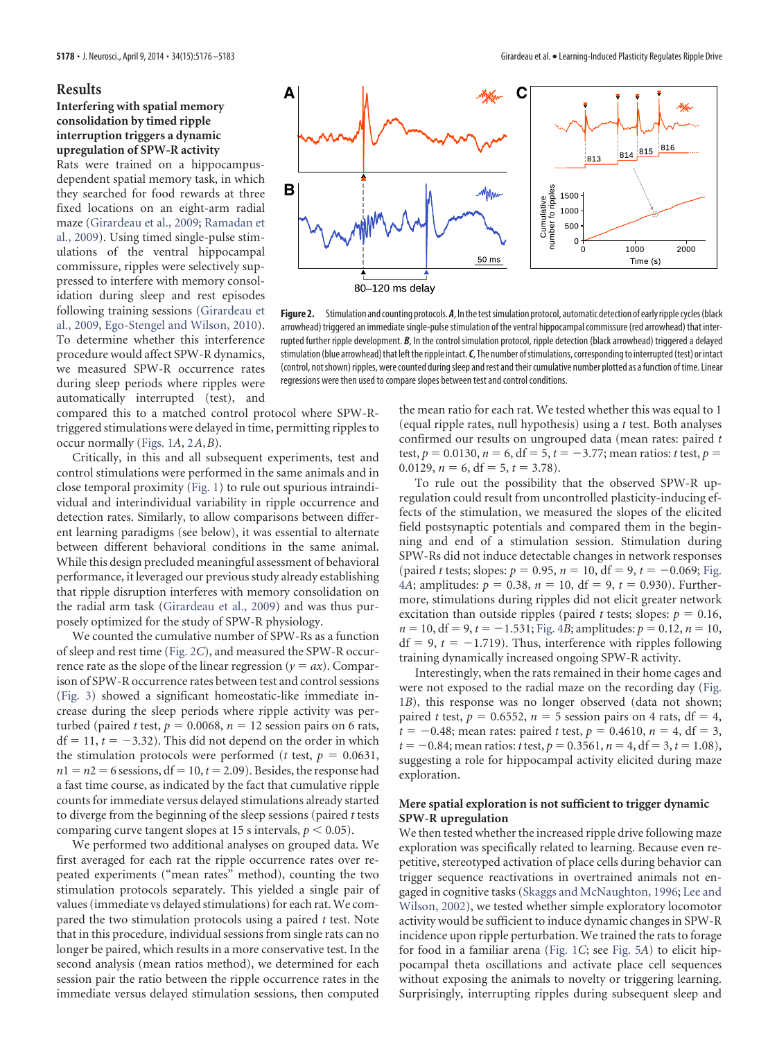## Results

### Interfering with spatial memory consolidation by timed ripple interruption triggers a dynamic upregulation of SPW-R activity

Rats were trained on a hippocampus-dependent spatial memory task, in which they searched for food rewards at three fixed locations on an eight-arm radial maze (Girardeau et al., 2009; Ramadan et al., 2009). Using timed single-pulse stimulations of the ventral hippocampal commissure, ripples were selectively suppressed to interfere with memory consolidation during sleep and rest episodes following training sessions (Girardeau et al., 2009, Ego-Stengel and Wilson, 2010). To determine whether this interference procedure would affect SPW-R dynamics, we measured SPW-R occurrence rates during sleep periods where ripples were automatically interrupted (test), and compared this to a matched control protocol where SPW-R-triggered stimulations were delayed in time, permitting ripples to occur normally (Figs. 1*A*, 2*A*,*B*).

Critically, in this and all subsequent experiments, test and control stimulations were performed in the same animals and in close temporal proximity (Fig. 1) to rule out spurious intraindividual and interindividual variability in ripple occurrence and detection rates. Similarly, to allow comparisons between different learning paradigms (see below), it was essential to alternate between different behavioral conditions in the same animal. While this design precluded meaningful assessment of behavioral performance, it leveraged our previous study already establishing that ripple disruption interferes with memory consolidation on the radial arm task (Girardeau et al., 2009) and was thus purposely optimized for the study of SPW-R physiology.

We counted the cumulative number of SPW-Rs as a function of sleep and rest time (Fig. 2*C*), and measured the SPW-R occurrence rate as the slope of the linear regression ($y = ax$). Comparison of SPW-R occurrence rates between test and control sessions (Fig. 3) showed a significant homeostatic-like immediate increase during the sleep periods where ripple activity was perturbed (paired *t* test, $p = 0.0068$, $n = 12$ session pairs on 6 rats, $df = 11$, $t = -3.32$). This did not depend on the order in which the stimulation protocols were performed (*t* test, $p = 0.0631$, $n1 = n2 = 6$ sessions, $df = 10$, $t = 2.09$). Besides, the response had a fast time course, as indicated by the fact that cumulative ripple counts for immediate versus delayed stimulations already started to diverge from the beginning of the sleep sessions (paired *t* tests comparing curve tangent slopes at 15 s intervals, $p < 0.05$).

We performed two additional analyses on grouped data. We first averaged for each rat the ripple occurrence rates over repeated experiments ("mean rates" method), counting the two stimulation protocols separately. This yielded a single pair of values (immediate vs delayed stimulations) for each rat. We compared the two stimulation protocols using a paired *t* test. Note that in this procedure, individual sessions from single rats can no longer be paired, which results in a more conservative test. In the second analysis (mean ratios method), we determined for each session pair the ratio between the ripple occurrence rates in the immediate versus delayed stimulation sessions, then computed the mean ratio for each rat. We tested whether this was equal to 1 (equal ripple rates, null hypothesis) using a *t* test. Both analyses confirmed our results on ungrouped data (mean rates: paired *t* test, $p = 0.0130$, $n = 6$, $df = 5$, $t = -3.77$; mean ratios: *t* test, $p = 0.0129$, $n = 6$, $df = 5$, $t = 3.78$).

Figure 2. Stimulation and counting protocols. ***A***, In the test simulation protocol, automatic detection of early ripple cycles (black arrowhead) triggered an immediate single-pulse stimulation of the ventral hippocampal commissure (red arrowhead) that interrupted further ripple development. ***B***, In the control simulation protocol, ripple detection (black arrowhead) triggered a delayed stimulation (blue arrowhead) that left the ripple intact. ***C***, The number of stimulations, corresponding to interrupted (test) or intact (control, not shown) ripples, were counted during sleep and rest and their cumulative number plotted as a function of time. Linear regressions were then used to compare slopes between test and control conditions.

To rule out the possibility that the observed SPW-R upregulation could result from uncontrolled plasticity-inducing effects of the stimulation, we measured the slopes of the elicited field postsynaptic potentials and compared them in the beginning and end of a stimulation session. Stimulation during SPW-Rs did not induce detectable changes in network responses (paired *t* tests; slopes: $p = 0.95$, $n = 10$, $df = 9$, $t = -0.069$; Fig. 4*A*; amplitudes: $p = 0.38$, $n = 10$, $df = 9$, $t = 0.930$). Furthermore, stimulations during ripples did not elicit greater network excitation than outside ripples (paired *t* tests; slopes: $p = 0.16$, $n = 10$, $df = 9$, $t = -1.531$; Fig. 4*B*; amplitudes: $p = 0.12$, $n = 10$, $df = 9$, $t = -1.719$). Thus, interference with ripples following training dynamically increased ongoing SPW-R activity.

Interestingly, when the rats remained in their home cages and were not exposed to the radial maze on the recording day (Fig. 1*B*), this response was no longer observed (data not shown; paired *t* test, $p = 0.6552$, $n = 5$ session pairs on 4 rats, $df = 4$, $t = -0.48$; mean rates: paired *t* test, $p = 0.4610$, $n = 4$, $df = 3$, $t = -0.84$; mean ratios: *t* test, $p = 0.3561$, $n = 4$, $df = 3$, $t = 1.08$), suggesting a role for hippocampal activity elicited during maze exploration.

### Mere spatial exploration is not sufficient to trigger dynamic SPW-R upregulation

We then tested whether the increased ripple drive following maze exploration was specifically related to learning. Because even repetitive, stereotyped activation of place cells during behavior can trigger sequence reactivations in overtrained animals not engaged in cognitive tasks (Skaggs and McNaughton, 1996; Lee and Wilson, 2002), we tested whether simple exploratory locomotor activity would be sufficient to induce dynamic changes in SPW-R incidence upon ripple perturbation. We trained the rats to forage for food in a familiar arena (Fig. 1*C*; see Fig. 5*A*) to elicit hippocampal theta oscillations and activate place cell sequences without exposing the animals to novelty or triggering learning. Surprisingly, interrupting ripples during subsequent sleep and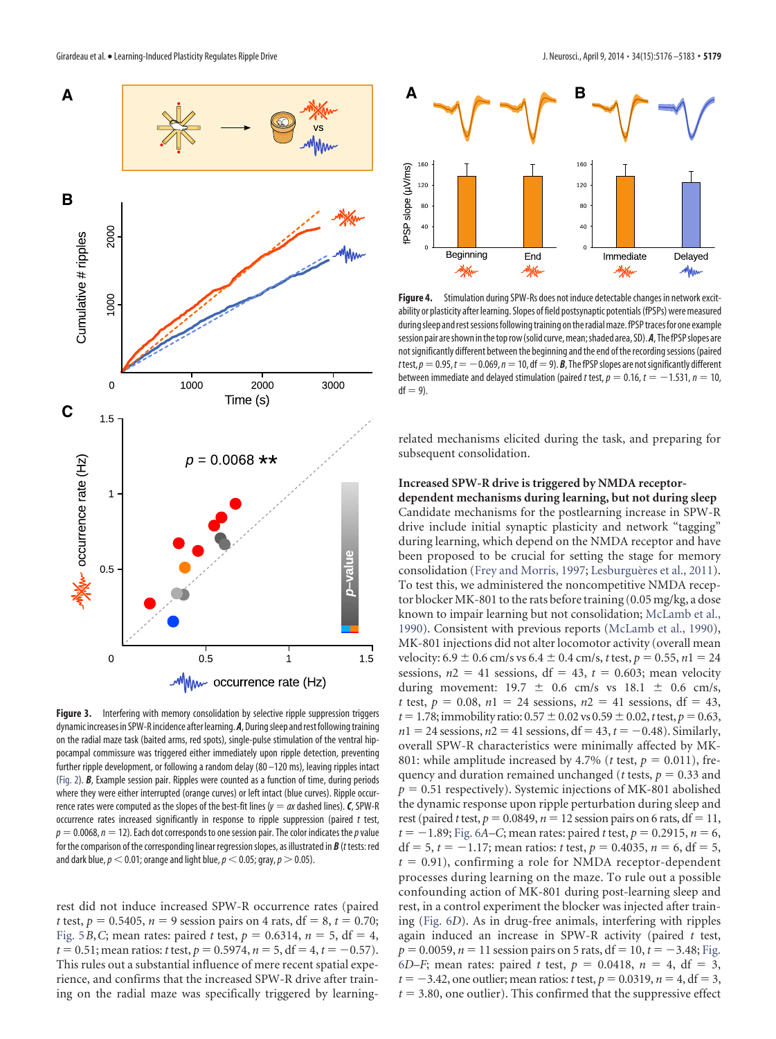**Figure 3.** Interfering with memory consolidation by selective ripple suppression triggers dynamic increases in SPW-R incidence after learning. ***A***, During sleep and rest following training on the radial maze task (baited arms, red spots), single-pulse stimulation of the ventral hippocampal commissure was triggered either immediately upon ripple detection, preventing further ripple development, or following a random delay (80–120 ms), leaving ripples intact (Fig. 2). ***B***, Example session pair. Ripples were counted as a function of time, during periods where they were either interrupted (orange curves) or left intact (blue curves). Ripple occurrence rates were computed as the slopes of the best-fit lines ($y = ax$ dashed lines). ***C***, SPW-R occurrence rates increased significantly in response to ripple suppression (paired *t* test, $p = 0.0068$, $n = 12$). Each dot corresponds to one session pair. The color indicates the *p* value for the comparison of the corresponding linear regression slopes, as illustrated in ***B*** (*t* tests: red and dark blue, $p < 0.01$; orange and light blue, $p < 0.05$; gray, $p > 0.05$).

rest did not induce increased SPW-R occurrence rates (paired *t* test, $p = 0.5405$, $n = 9$ session pairs on 4 rats, df = 8, $t = 0.70$; Fig. 5*B*,*C*; mean rates: paired *t* test, $p = 0.6314$, $n = 5$, df = 4, $t = 0.51$; mean ratios: *t* test, $p = 0.5974$, $n = 5$, df = 4, $t = -0.57$). This rules out a substantial influence of mere recent spatial experience, and confirms that the increased SPW-R drive after training on the radial maze was specifically triggered by learning-related mechanisms elicited during the task, and preparing for subsequent consolidation.

**Figure 4.** Stimulation during SPW-Rs does not induce detectable changes in network excitability or plasticity after learning. Slopes of field postsynaptic potentials (fPSPs) were measured during sleep and rest sessions following training on the radial maze. fPSP traces for one example session pair are shown in the top row (solid curve, mean; shaded area, SD). ***A***, The fPSP slopes are not significantly different between the beginning and the end of the recording sessions (paired *t* test, $p = 0.95$, $t = -0.069$, $n = 10$, df = 9). ***B***, The fPSP slopes are not significantly different between immediate and delayed stimulation (paired *t* test, $p = 0.16$, $t = -1.531$, $n = 10$, df = 9).

### Increased SPW-R drive is triggered by NMDA receptor-dependent mechanisms during learning, but not during sleep

Candidate mechanisms for the postlearning increase in SPW-R drive include initial synaptic plasticity and network "tagging" during learning, which depend on the NMDA receptor and have been proposed to be crucial for setting the stage for memory consolidation (Frey and Morris, 1997; Lesburguères et al., 2011). To test this, we administered the noncompetitive NMDA receptor blocker MK-801 to the rats before training (0.05 mg/kg, a dose known to impair learning but not consolidation; McLamb et al., 1990). Consistent with previous reports (McLamb et al., 1990), MK-801 injections did not alter locomotor activity (overall mean velocity: $6.9 \pm 0.6$ cm/s vs $6.4 \pm 0.4$ cm/s, *t* test, $p = 0.55$, $n1 = 24$ sessions, $n2 = 41$ sessions, df = 43, $t = 0.603$; mean velocity during movement: $19.7 \pm 0.6$ cm/s vs $18.1 \pm 0.6$ cm/s, *t* test, $p = 0.08$, $n1 = 24$ sessions, $n2 = 41$ sessions, df = 43, $t = 1.78$; immobility ratio: $0.57 \pm 0.02$ vs $0.59 \pm 0.02$, *t* test, $p = 0.63$, $n1 = 24$ sessions, $n2 = 41$ sessions, df = 43, $t = -0.48$). Similarly, overall SPW-R characteristics were minimally affected by MK-801: while amplitude increased by 4.7% (*t* test, $p = 0.011$), frequency and duration remained unchanged (*t* tests, $p = 0.33$ and $p = 0.51$ respectively). Systemic injections of MK-801 abolished the dynamic response upon ripple perturbation during sleep and rest (paired *t* test, $p = 0.0849$, $n = 12$ session pairs on 6 rats, df = 11, $t = -1.89$; Fig. 6*A*–*C*; mean rates: paired *t* test, $p = 0.2915$, $n = 6$, df = 5, $t = -1.17$; mean ratios: *t* test, $p = 0.4035$, $n = 6$, df = 5, $t = 0.91$), confirming a role for NMDA receptor-dependent processes during learning on the maze. To rule out a possible confounding action of MK-801 during post-learning sleep and rest, in a control experiment the blocker was injected after training (Fig. 6*D*). As in drug-free animals, interfering with ripples again induced an increase in SPW-R activity (paired *t* test, $p = 0.0059$, $n = 11$ session pairs on 5 rats, df = 10, $t = -3.48$; Fig. 6*D*–*F*; mean rates: paired *t* test, $p = 0.0418$, $n = 4$, df = 3, $t = -3.42$, one outlier; mean ratios: *t* test, $p = 0.0319$, $n = 4$, df = 3, $t = 3.80$, one outlier). This confirmed that the suppressive effect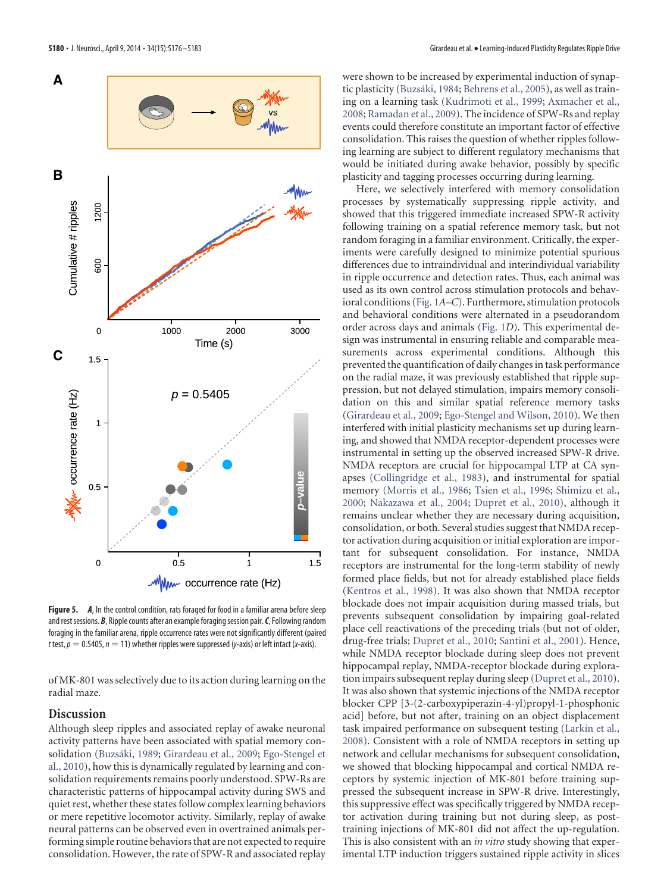**Figure 5.** ***A***, In the control condition, rats foraged for food in a familiar arena before sleep and rest sessions. ***B***, Ripple counts after an example foraging session pair. ***C***, Following random foraging in the familiar arena, ripple occurrence rates were not significantly different (paired *t* test, $p = 0.5405$, $n = 11$) whether ripples were suppressed (*y*-axis) or left intact (*x*-axis).

of MK-801 was selectively due to its action during learning on the radial maze.

## Discussion

Although sleep ripples and associated replay of awake neuronal activity patterns have been associated with spatial memory consolidation (Buzsáki, 1989; Girardeau et al., 2009; Ego-Stengel et al., 2010), how this is dynamically regulated by learning and consolidation requirements remains poorly understood. SPW-Rs are characteristic patterns of hippocampal activity during SWS and quiet rest, whether these states follow complex learning behaviors or mere repetitive locomotor activity. Similarly, replay of awake neural patterns can be observed even in overtrained animals performing simple routine behaviors that are not expected to require consolidation. However, the rate of SPW-R and associated replay were shown to be increased by experimental induction of synaptic plasticity (Buzsáki, 1984; Behrens et al., 2005), as well as training on a learning task (Kudrimoti et al., 1999; Axmacher et al., 2008; Ramadan et al., 2009). The incidence of SPW-Rs and replay events could therefore constitute an important factor of effective consolidation. This raises the question of whether ripples following learning are subject to different regulatory mechanisms that would be initiated during awake behavior, possibly by specific plasticity and tagging processes occurring during learning.

Here, we selectively interfered with memory consolidation processes by systematically suppressing ripple activity, and showed that this triggered immediate increased SPW-R activity following training on a spatial reference memory task, but not random foraging in a familiar environment. Critically, the experiments were carefully designed to minimize potential spurious differences due to intraindividual and interindividual variability in ripple occurrence and detection rates. Thus, each animal was used as its own control across stimulation protocols and behavioral conditions (Fig. 1*A*–*C*). Furthermore, stimulation protocols and behavioral conditions were alternated in a pseudorandom order across days and animals (Fig. 1*D*). This experimental design was instrumental in ensuring reliable and comparable measurements across experimental conditions. Although this prevented the quantification of daily changes in task performance on the radial maze, it was previously established that ripple suppression, but not delayed stimulation, impairs memory consolidation on this and similar spatial reference memory tasks (Girardeau et al., 2009; Ego-Stengel and Wilson, 2010). We then interfered with initial plasticity mechanisms set up during learning, and showed that NMDA receptor-dependent processes were instrumental in setting up the observed increased SPW-R drive. NMDA receptors are crucial for hippocampal LTP at CA synapses (Collingridge et al., 1983), and instrumental for spatial memory (Morris et al., 1986; Tsien et al., 1996; Shimizu et al., 2000; Nakazawa et al., 2004; Dupret et al., 2010), although it remains unclear whether they are necessary during acquisition, consolidation, or both. Several studies suggest that NMDA receptor activation during acquisition or initial exploration are important for subsequent consolidation. For instance, NMDA receptors are instrumental for the long-term stability of newly formed place fields, but not for already established place fields (Kentros et al., 1998). It was also shown that NMDA receptor blockade does not impair acquisition during massed trials, but prevents subsequent consolidation by impairing goal-related place cell reactivations of the preceding trials (but not of older, drug-free trials; Dupret et al., 2010; Santini et al., 2001). Hence, while NMDA receptor blockade during sleep does not prevent hippocampal replay, NMDA-receptor blockade during exploration impairs subsequent replay during sleep (Dupret et al., 2010). It was also shown that systemic injections of the NMDA receptor blocker CPP [3-(2-carboxypiperazin-4-yl)propyl-1-phosphonic acid] before, but not after, training on an object displacement task impaired performance on subsequent testing (Larkin et al., 2008). Consistent with a role of NMDA receptors in setting up network and cellular mechanisms for subsequent consolidation, we showed that blocking hippocampal and cortical NMDA receptors by systemic injection of MK-801 before training suppressed the subsequent increase in SPW-R drive. Interestingly, this suppressive effect was specifically triggered by NMDA receptor activation during training but not during sleep, as post-training injections of MK-801 did not affect the up-regulation. This is also consistent with an *in vitro* study showing that experimental LTP induction triggers sustained ripple activity in slices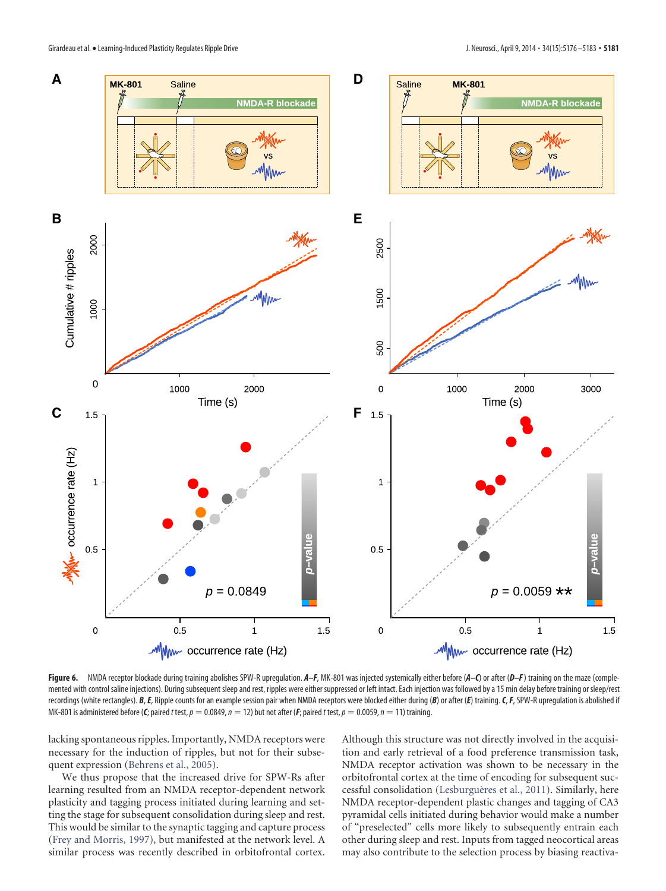**Figure 6.** NMDA receptor blockade during training abolishes SPW-R upregulation. ***A–F***, MK-801 was injected systemically either before (***A–C***) or after (***D–F***) training on the maze (complemented with control saline injections). During subsequent sleep and rest, ripples were either suppressed or left intact. Each injection was followed by a 15 min delay before training or sleep/rest recordings (white rectangles). ***B***, ***E***, Ripple counts for an example session pair when NMDA receptors were blocked either during (***B***) or after (***E***) training. ***C***, ***F***, SPW-R upregulation is abolished if MK-801 is administered before (***C***; paired *t* test, $p = 0.0849$, $n = 12$) but not after (***F***; paired *t* test, $p = 0.0059$, $n = 11$) training.

lacking spontaneous ripples. Importantly, NMDA receptors were necessary for the induction of ripples, but not for their subsequent expression (Behrens et al., 2005).

We thus propose that the increased drive for SPW-Rs after learning resulted from an NMDA receptor-dependent network plasticity and tagging process initiated during learning and setting the stage for subsequent consolidation during sleep and rest. This would be similar to the synaptic tagging and capture process (Frey and Morris, 1997), but manifested at the network level. A similar process was recently described in orbitofrontal cortex. Although this structure was not directly involved in the acquisition and early retrieval of a food preference transmission task, NMDA receptor activation was shown to be necessary in the orbitofrontal cortex at the time of encoding for subsequent successful consolidation (Lesburguères et al., 2011). Similarly, here NMDA receptor-dependent plastic changes and tagging of CA3 pyramidal cells initiated during behavior would make a number of "preselected" cells more likely to subsequently entrain each other during sleep and rest. Inputs from tagged neocortical areas may also contribute to the selection process by biasing reactiva-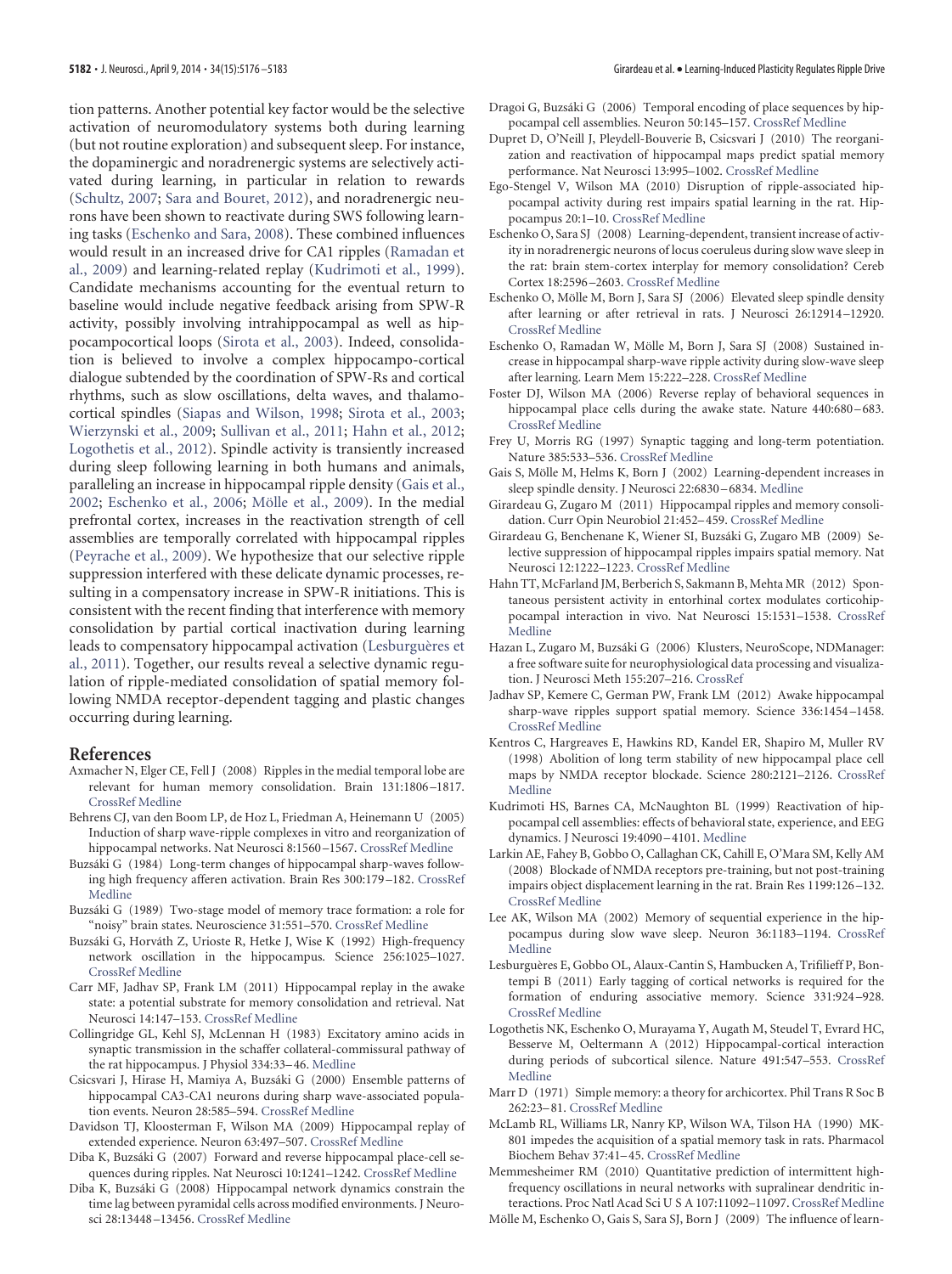tion patterns. Another potential key factor would be the selective activation of neuromodulatory systems both during learning (but not routine exploration) and subsequent sleep. For instance, the dopaminergic and noradrenergic systems are selectively activated during learning, in particular in relation to rewards (Schultz, 2007; Sara and Bouret, 2012), and noradrenergic neurons have been shown to reactivate during SWS following learning tasks (Eschenko and Sara, 2008). These combined influences would result in an increased drive for CA1 ripples (Ramadan et al., 2009) and learning-related replay (Kudrimoti et al., 1999). Candidate mechanisms accounting for the eventual return to baseline would include negative feedback arising from SPW-R activity, possibly involving intrahippocampal as well as hippocampocortical loops (Sirota et al., 2003). Indeed, consolidation is believed to involve a complex hippocampo-cortical dialogue subtended by the coordination of SPW-Rs and cortical rhythms, such as slow oscillations, delta waves, and thalamocortical spindles (Siapas and Wilson, 1998; Sirota et al., 2003; Wierzynski et al., 2009; Sullivan et al., 2011; Hahn et al., 2012; Logothetis et al., 2012). Spindle activity is transiently increased during sleep following learning in both humans and animals, paralleling an increase in hippocampal ripple density (Gais et al., 2002; Eschenko et al., 2006; Mölle et al., 2009). In the medial prefrontal cortex, increases in the reactivation strength of cell assemblies are temporally correlated with hippocampal ripples (Peyrache et al., 2009). We hypothesize that our selective ripple suppression interfered with these delicate dynamic processes, resulting in a compensatory increase in SPW-R initiations. This is consistent with the recent finding that interference with memory consolidation by partial cortical inactivation during learning leads to compensatory hippocampal activation (Lesburguères et al., 2011). Together, our results reveal a selective dynamic regulation of ripple-mediated consolidation of spatial memory following NMDA receptor-dependent tagging and plastic changes occurring during learning.

## References

Axmacher N, Elger CE, Fell J (2008) Ripples in the medial temporal lobe are relevant for human memory consolidation. Brain 131:1806–1817. CrossRef Medline

Behrens CJ, van den Boom LP, de Hoz L, Friedman A, Heinemann U (2005) Induction of sharp wave-ripple complexes in vitro and reorganization of hippocampal networks. Nat Neurosci 8:1560–1567. CrossRef Medline

Buzsáki G (1984) Long-term changes of hippocampal sharp-waves following high frequency afferen activation. Brain Res 300:179–182. CrossRef Medline

Buzsáki G (1989) Two-stage model of memory trace formation: a role for "noisy" brain states. Neuroscience 31:551–570. CrossRef Medline

Buzsáki G, Horváth Z, Urioste R, Hetke J, Wise K (1992) High-frequency network oscillation in the hippocampus. Science 256:1025–1027. CrossRef Medline

Carr MF, Jadhav SP, Frank LM (2011) Hippocampal replay in the awake state: a potential substrate for memory consolidation and retrieval. Nat Neurosci 14:147–153. CrossRef Medline

Collingridge GL, Kehl SJ, McLennan H (1983) Excitatory amino acids in synaptic transmission in the schaffer collateral-commissural pathway of the rat hippocampus. J Physiol 334:33–46. Medline

Csicsvari J, Hirase H, Mamiya A, Buzsáki G (2000) Ensemble patterns of hippocampal CA3-CA1 neurons during sharp wave-associated population events. Neuron 28:585–594. CrossRef Medline

Davidson TJ, Kloosterman F, Wilson MA (2009) Hippocampal replay of extended experience. Neuron 63:497–507. CrossRef Medline

Diba K, Buzsáki G (2007) Forward and reverse hippocampal place-cell sequences during ripples. Nat Neurosci 10:1241–1242. CrossRef Medline

Diba K, Buzsáki G (2008) Hippocampal network dynamics constrain the time lag between pyramidal cells across modified environments. J Neurosci 28:13448–13456. CrossRef Medline

Dragoi G, Buzsáki G (2006) Temporal encoding of place sequences by hippocampal cell assemblies. Neuron 50:145–157. CrossRef Medline

Dupret D, O'Neill J, Pleydell-Bouverie B, Csicsvari J (2010) The reorganization and reactivation of hippocampal maps predict spatial memory performance. Nat Neurosci 13:995–1002. CrossRef Medline

Ego-Stengel V, Wilson MA (2010) Disruption of ripple-associated hippocampal activity during rest impairs spatial learning in the rat. Hippocampus 20:1–10. CrossRef Medline

Eschenko O, Sara SJ (2008) Learning-dependent, transient increase of activity in noradrenergic neurons of locus coeruleus during slow wave sleep in the rat: brain stem-cortex interplay for memory consolidation? Cereb Cortex 18:2596–2603. CrossRef Medline

Eschenko O, Mölle M, Born J, Sara SJ (2006) Elevated sleep spindle density after learning or after retrieval in rats. J Neurosci 26:12914–12920. CrossRef Medline

Eschenko O, Ramadan W, Mölle M, Born J, Sara SJ (2008) Sustained increase in hippocampal sharp-wave ripple activity during slow-wave sleep after learning. Learn Mem 15:222–228. CrossRef Medline

Foster DJ, Wilson MA (2006) Reverse replay of behavioural sequences in hippocampal place cells during the awake state. Nature 440:680–683. CrossRef Medline

Frey U, Morris RG (1997) Synaptic tagging and long-term potentiation. Nature 385:533–536. CrossRef Medline

Gais S, Mölle M, Helms K, Born J (2002) Learning-dependent increases in sleep spindle density. J Neurosci 22:6830–6834. Medline

Girardeau G, Zugaro M (2011) Hippocampal ripples and memory consolidation. Curr Opin Neurobiol 21:452–459. CrossRef Medline

Girardeau G, Benchenane K, Wiener SI, Buzsáki G, Zugaro MB (2009) Selective suppression of hippocampal ripples impairs spatial memory. Nat Neurosci 12:1222–1223. CrossRef Medline

Hahn TT, McFarland JM, Berberich S, Sakmann B, Mehta MR (2012) Spontaneous persistent activity in entorhinal cortex modulates corticohippocampal interaction in vivo. Nat Neurosci 15:1531–1538. CrossRef Medline

Hazan L, Zugaro M, Buzsáki G (2006) Klusters, NeuroScope, NDManager: a free software suite for neurophysiological data processing and visualization. J Neurosci Meth 155:207–216. CrossRef

Jadhav SP, Kemere C, German PW, Frank LM (2012) Awake hippocampal sharp-wave ripples support spatial memory. Science 336:1454–1458. CrossRef Medline

Kentros C, Hargreaves E, Hawkins RD, Kandel ER, Shapiro M, Muller RV (1998) Abolition of long term stability of new hippocampal place cell maps by NMDA receptor blockade. Science 280:2121–2126. CrossRef Medline

Kudrimoti HS, Barnes CA, McNaughton BL (1999) Reactivation of hippocampal cell assemblies: effects of behavioral state, experience, and EEG dynamics. J Neurosci 19:4090–4101. Medline

Larkin AE, Fahey B, Gobbo O, Callaghan CK, Cahill E, O'Mara SM, Kelly AM (2008) Blockade of NMDA receptors pre-training, but not post-training impairs object displacement learning in the rat. Brain Res 1199:126–132. CrossRef Medline

Lee AK, Wilson MA (2002) Memory of sequential experience in the hippocampus during slow wave sleep. Neuron 36:1183–1194. CrossRef Medline

Lesburguères E, Gobbo OL, Alaux-Cantin S, Hambucken A, Trifilieff P, Bontempi B (2011) Early tagging of cortical networks is required for the formation of enduring associative memory. Science 331:924–928. CrossRef Medline

Logothetis NK, Eschenko O, Murayama Y, Augath M, Steudel T, Evrard HC, Besserve M, Oeltermann A (2012) Hippocampal-cortical interaction during periods of subcortical silence. Nature 491:547–553. CrossRef Medline

Marr D (1971) Simple memory: a theory for archicortex. Phil Trans R Soc B 262:23–81. CrossRef Medline

McLamb RL, Williams LR, Nanry KP, Wilson WA, Tilson HA (1990) MK-801 impedes the acquisition of a spatial memory task in rats. Pharmacol Biochem Behav 37:41–45. CrossRef Medline

Memmesheimer RM (2010) Quantitative prediction of intermittent high-frequency oscillations in neural networks with supralinear dendritic interactions. Proc Natl Acad Sci U S A 107:11092–11097. CrossRef Medline

Mölle M, Eschenko O, Gais S, Sara SJ, Born J (2009) The influence of learn-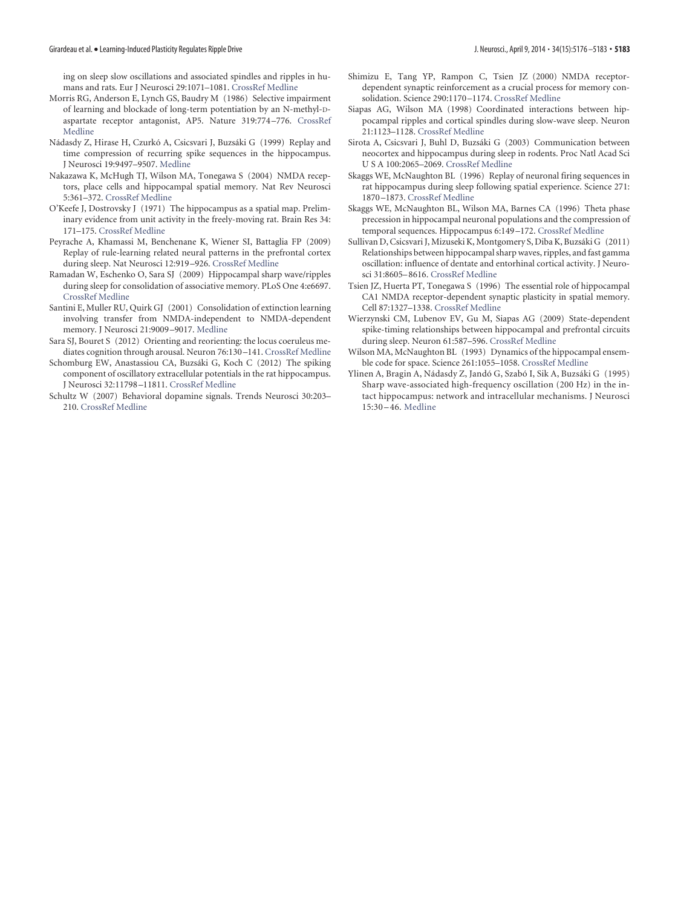ing on sleep slow oscillations and associated spindles and ripples in humans and rats. Eur J Neurosci 29:1071–1081. CrossRef Medline

Morris RG, Anderson E, Lynch GS, Baudry M (1986) Selective impairment of learning and blockade of long-term potentiation by an N-methyl-D-aspartate receptor antagonist, AP5. Nature 319:774–776. CrossRef Medline

Nádasdy Z, Hirase H, Czurkó A, Csicsvari J, Buzsáki G (1999) Replay and time compression of recurring spike sequences in the hippocampus. J Neurosci 19:9497–9507. Medline

Nakazawa K, McHugh TJ, Wilson MA, Tonegawa S (2004) NMDA receptors, place cells and hippocampal spatial memory. Nat Rev Neurosci 5:361–372. CrossRef Medline

O'Keefe J, Dostrovsky J (1971) The hippocampus as a spatial map. Preliminary evidence from unit activity in the freely-moving rat. Brain Res 34: 171–175. CrossRef Medline

Peyrache A, Khamassi M, Benchenane K, Wiener SI, Battaglia FP (2009) Replay of rule-learning related neural patterns in the prefrontal cortex during sleep. Nat Neurosci 12:919–926. CrossRef Medline

Ramadan W, Eschenko O, Sara SJ (2009) Hippocampal sharp wave/ripples during sleep for consolidation of associative memory. PLoS One 4:e6697. CrossRef Medline

Santini E, Muller RU, Quirk GJ (2001) Consolidation of extinction learning involving transfer from NMDA-independent to NMDA-dependent memory. J Neurosci 21:9009–9017. Medline

Sara SJ, Bouret S (2012) Orienting and reorienting: the locus coeruleus mediates cognition through arousal. Neuron 76:130–141. CrossRef Medline

Schomburg EW, Anastassiou CA, Buzsáki G, Koch C (2012) The spiking component of oscillatory extracellular potentials in the rat hippocampus. J Neurosci 32:11798–11811. CrossRef Medline

Schultz W (2007) Behavioral dopamine signals. Trends Neurosci 30:203–210. CrossRef Medline

Shimizu E, Tang YP, Rampon C, Tsien JZ (2000) NMDA receptor-dependent synaptic reinforcement as a crucial process for memory consolidation. Science 290:1170–1174. CrossRef Medline

Siapas AG, Wilson MA (1998) Coordinated interactions between hippocampal ripples and cortical spindles during slow-wave sleep. Neuron 21:1123–1128. CrossRef Medline

Sirota A, Csicsvari J, Buhl D, Buzsáki G (2003) Communication between neocortex and hippocampus during sleep in rodents. Proc Natl Acad Sci U S A 100:2065–2069. CrossRef Medline

Skaggs WE, McNaughton BL (1996) Replay of neuronal firing sequences in rat hippocampus during sleep following spatial experience. Science 271: 1870–1873. CrossRef Medline

Skaggs WE, McNaughton BL, Wilson MA, Barnes CA (1996) Theta phase precession in hippocampal neuronal populations and the compression of temporal sequences. Hippocampus 6:149–172. CrossRef Medline

Sullivan D, Csicsvari J, Mizuseki K, Montgomery S, Diba K, Buzsáki G (2011) Relationships between hippocampal sharp waves, ripples, and fast gamma oscillation: influence of dentate and entorhinal cortical activity. J Neurosci 31:8605–8616. CrossRef Medline

Tsien JZ, Huerta PT, Tonegawa S (1996) The essential role of hippocampal CA1 NMDA receptor-dependent synaptic plasticity in spatial memory. Cell 87:1327–1338. CrossRef Medline

Wierzynski CM, Lubenov EV, Gu M, Siapas AG (2009) State-dependent spike-timing relationships between hippocampal and prefrontal circuits during sleep. Neuron 61:587–596. CrossRef Medline

Wilson MA, McNaughton BL (1993) Dynamics of the hippocampal ensemble code for space. Science 261:1055–1058. CrossRef Medline

Ylinen A, Bragin A, Nádasdy Z, Jandó G, Szabó I, Sik A, Buzsáki G (1995) Sharp wave-associated high-frequency oscillation (200 Hz) in the intact hippocampus: network and intracellular mechanisms. J Neurosci 15:30–46. Medline